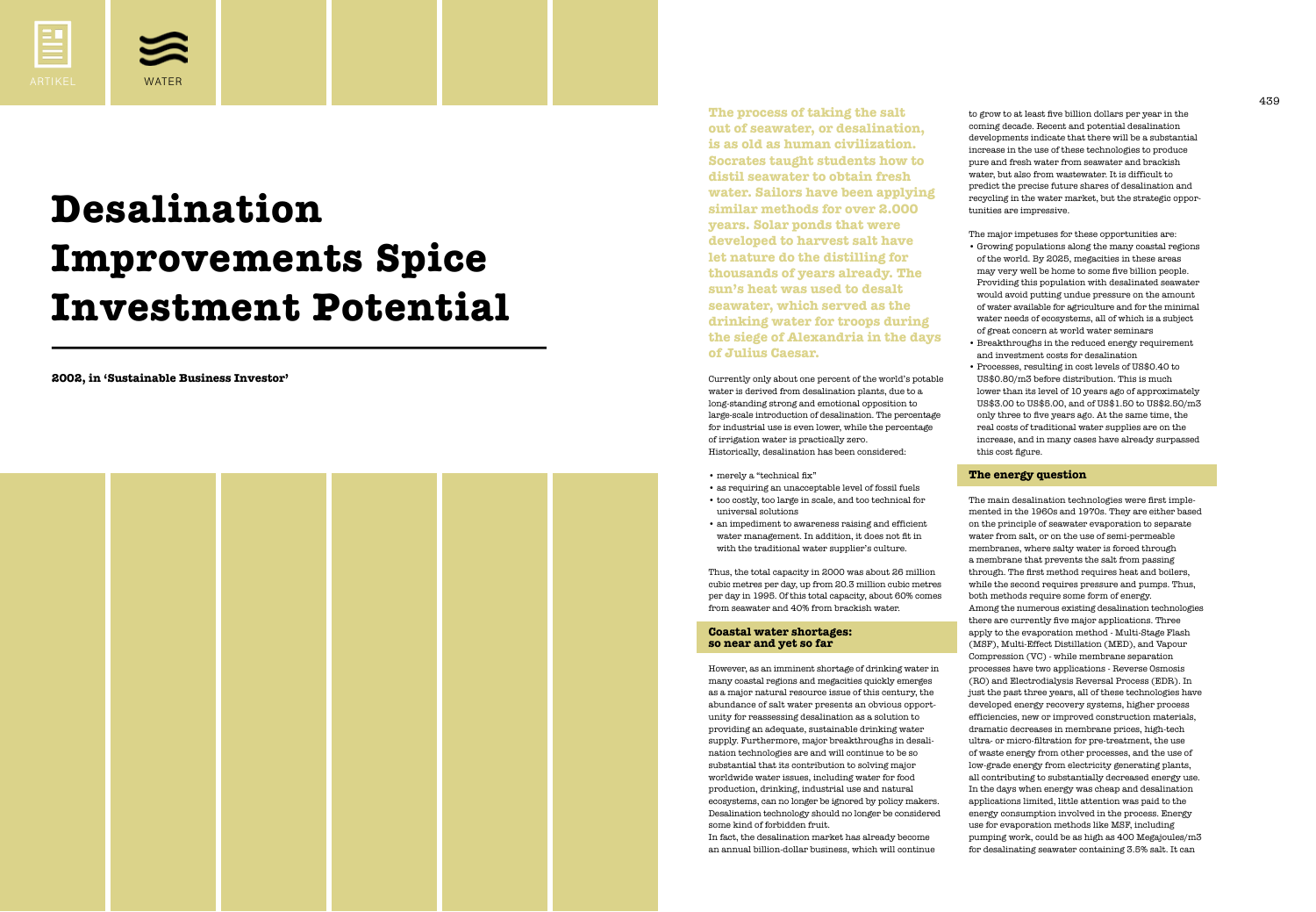# Desalination Improvements Spice Investment Potential

**2002, in 'Sustainable Business Investor'**

**The process of taking the salt out of seawater, or desalination, is as old as human civilization. Socrates taught students how to distil seawater to obtain fresh water. Sailors have been applying similar methods for over 2.000 years. Solar ponds that were developed to harvest salt have let nature do the distilling for thousands of years already. The sun's heat was used to desalt seawater, which served as the drinking water for troops during the siege of Alexandria in the days of Julius Caesar.**

Currently only about one percent of the world's potable water is derived from desalination plants, due to a long-standing strong and emotional opposition to large-scale introduction of desalination. The percentage for industrial use is even lower, while the percentage of irrigation water is practically zero.
Historically, desalination has been considered:

- merely a "technical fix"
- as requiring an unacceptable level of fossil fuels
- too costly, too large in scale, and too technical for universal solutions
- an impediment to awareness raising and efficient water management. In addition, it does not fit in with the traditional water supplier's culture.

Thus, the total capacity in 2000 was about 26 million cubic metres per day, up from 20.3 million cubic metres per day in 1995. Of this total capacity, about 60% comes from seawater and 40% from brackish water.

### Coastal water shortages: so near and yet so far

However, as an imminent shortage of drinking water in many coastal regions and megacities quickly emerges as a major natural resource issue of this century, the abundance of salt water presents an obvious opportunity for reassessing desalination as a solution to providing an adequate, sustainable drinking water supply. Furthermore, major breakthroughs in desalination technologies are and will continue to be so substantial that its contribution to solving major worldwide water issues, including water for food production, drinking, industrial use and natural ecosystems, can no longer be ignored by policy makers. Desalination technology should no longer be considered some kind of forbidden fruit.
In fact, the desalination market has already become an annual billion-dollar business, which will continue to grow to at least five billion dollars per year in the coming decade. Recent and potential desalination developments indicate that there will be a substantial increase in the use of these technologies to produce pure and fresh water from seawater and brackish water, but also from wastewater. It is difficult to predict the precise future shares of desalination and recycling in the water market, but the strategic opportunities are impressive.

The major impetuses for these opportunities are:

- Growing populations along the many coastal regions of the world. By 2025, megacities in these areas may very well be home to some five billion people. Providing this population with desalinated seawater would avoid putting undue pressure on the amount of water available for agriculture and for the minimal water needs of ecosystems, all of which is a subject of great concern at world water seminars
- Breakthroughs in the reduced energy requirement and investment costs for desalination
- Processes, resulting in cost levels of US$0.40 to US$0.80/m3 before distribution. This is much lower than its level of 10 years ago of approximately US$3.00 to US$5.00, and of US$1.50 to US$2.50/m3 only three to five years ago. At the same time, the real costs of traditional water supplies are on the increase, and in many cases have already surpassed this cost figure.

### The energy question

The main desalination technologies were first implemented in the 1960s and 1970s. They are either based on the principle of seawater evaporation to separate water from salt, or on the use of semi-permeable membranes, where salty water is forced through a membrane that prevents the salt from passing through. The first method requires heat and boilers, while the second requires pressure and pumps. Thus, both methods require some form of energy.
Among the numerous existing desalination technologies there are currently five major applications. Three apply to the evaporation method - Multi-Stage Flash (MSF), Multi-Effect Distillation (MED), and Vapour Compression (VC) - while membrane separation processes have two applications - Reverse Osmosis (RO) and Electrodialysis Reversal Process (EDR). In just the past three years, all of these technologies have developed energy recovery systems, higher process efficiencies, new or improved construction materials, dramatic decreases in membrane prices, high-tech ultra- or micro-filtration for pre-treatment, the use of waste energy from other processes, and the use of low-grade energy from electricity generating plants, all contributing to substantially decreased energy use.
In the days when energy was cheap and desalination applications limited, little attention was paid to the energy consumption involved in the process. Energy use for evaporation methods like MSF, including pumping work, could be as high as 400 Megajoules/m3 for desalinating seawater containing 3.5% salt. It can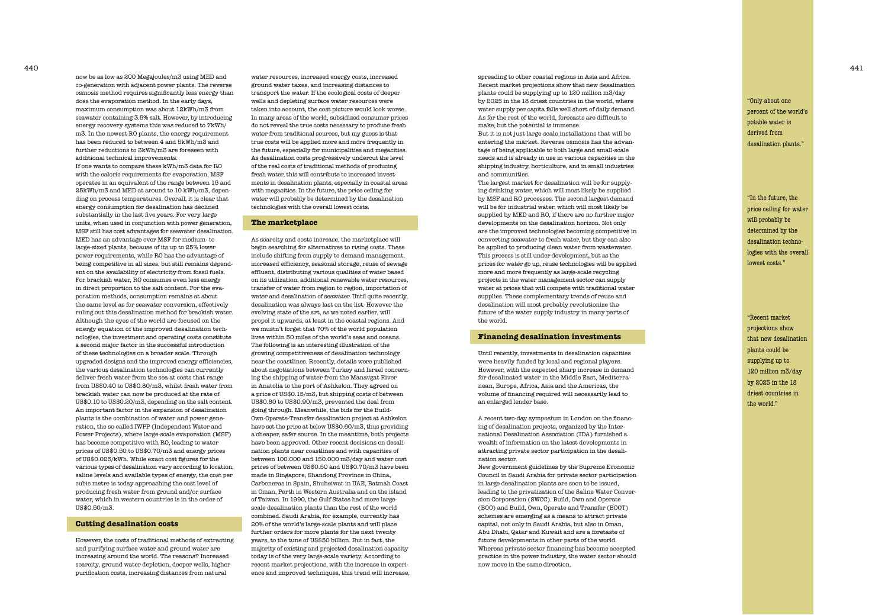now be as low as 200 Megajoules/m3 using MED and co-generation with adjacent power plants. The reverse osmosis method requires significantly less energy than does the evaporation method. In the early days, maximum consumption was about 12kWh/m3 from seawater containing 3.5% salt. However, by introducing energy recovery systems this was reduced to 7kWh/m3. In the newest RO plants, the energy requirement has been reduced to between 4 and 5kWh/m3 and further reductions to 3kWh/m3 are foreseen with additional technical improvements.

If one wants to compare these kWh/m3 data for RO with the caloric requirements for evaporation, MSF operates in an equivalent of the range between 15 and 25kWh/m3 and MED at around to 10 kWh/m3, depending on process temperatures. Overall, it is clear that energy consumption for desalination has declined substantially in the last five years. For very large units, when used in conjunction with power generation, MSF still has cost advantages for seawater desalination. MED has an advantage over MSF for medium- to large-sized plants, because of its up to 25% lower power requirements, while RO has the advantage of being competitive in all sizes, but still remains dependent on the availability of electricity from fossil fuels. For brackish water, RO consumes even less energy in direct proportion to the salt content. For the evaporation methods, consumption remains at about the same level as for seawater conversion, effectively ruling out this desalination method for brackish water. Although the eyes of the world are focused on the energy equation of the improved desalination technologies, the investment and operating costs constitute a second major factor in the successful introduction of these technologies on a broader scale. Through upgraded designs and the improved energy efficiencies, the various desalination technologies can currently deliver fresh water from the sea at costs that range from US$0.40 to US$0.80/m3, whilst fresh water from brackish water can now be produced at the rate of US$0.10 to US$0.20/m3, depending on the salt content. An important factor in the expansion of desalination plants is the combination of water and power generation, the so-called IWPP (Independent Water and Power Projects), where large-scale evaporation (MSF) has become competitive with RO, leading to water prices of US$0.50 to US$0.70/m3 and energy prices of US$0.025/kWh. While exact cost figures for the various types of desalination vary according to location, saline levels and available types of energy, the cost per cubic metre is today approaching the cost level of producing fresh water from ground and/or surface water, which in western countries is in the order of US$0.50/m3.

## Cutting desalination costs

However, the costs of traditional methods of extracting and purifying surface water and ground water are increasing around the world. The reasons? Increased scarcity, ground water depletion, deeper wells, higher purification costs, increasing distances from natural water resources, increased energy costs, increased ground water taxes, and increasing distances to transport the water. If the ecological costs of deeper wells and depleting surface water resources were taken into account, the cost picture would look worse. In many areas of the world, subsidized consumer prices do not reveal the true costs necessary to produce fresh water from traditional sources, but my guess is that true costs will be applied more and more frequently in the future, especially for municipalities and megacities. As desalination costs progressively undercut the level of the real costs of traditional methods of producing fresh water, this will contribute to increased investments in desalination plants, especially in coastal areas with megacities. In the future, the price ceiling for water will probably be determined by the desalination technologies with the overall lowest costs.

## The marketplace

As scarcity and costs increase, the marketplace will begin searching for alternatives to rising costs. These include shifting from supply to demand management, increased efficiency, seasonal storage, reuse of sewage effluent, distributing various qualities of water based on its utilization, additional renewable water resources, transfer of water from region to region, importation of water and desalination of seawater. Until quite recently, desalination was always last on the list. However the evolving state of the art, as we noted earlier, will propel it upwards, at least in the coastal regions. And we mustn't forget that 70% of the world population lives within 50 miles of the world's seas and oceans. The following is an interesting illustration of the growing competitiveness of desalination technology near the coastlines. Recently, details were published about negotiations between Turkey and Israel concerning the shipping of water from the Manavgat River in Anatolia to the port of Ashkelon. They agreed on a price of US$0.15/m3, but shipping costs of between US$0.80 to US$0.90/m3, prevented the deal from going through. Meanwhile, the bids for the Build-Own-Operate-Transfer desalination project at Ashkelon have set the price at below US$0.60/m3, thus providing a cheaper, safer source. In the meantime, both projects have been approved. Other recent decisions on desalination plants near coastlines and with capacities of between 100.000 and 150.000 m3/day and water cost prices of between US$0.50 and US$0.70/m3 have been made in Singapore, Shandong Province in China, Carboneras in Spain, Shuheiwat in UAE, Batmah Coast in Oman, Perth in Western Australia and on the island of Taiwan. In 1990, the Gulf States had more large-scale desalination plants than the rest of the world combined. Saudi Arabia, for example, currently has 20% of the world's large-scale plants and will place further orders for more plants for the next twenty years, to the tune of US$50 billion. But in fact, the majority of existing and projected desalination capacity today is of the very large-scale variety. According to recent market projections, with the increase in experience and improved techniques, this trend will increase, spreading to other coastal regions in Asia and Africa. Recent market projections show that new desalination plants could be supplying up to 120 million m3/day by 2025 in the 18 driest countries in the world, where water supply per capita falls well short of daily demand. As for the rest of the world, forecasts are difficult to make, but the potential is immense.

But it is not just large-scale installations that will be entering the market. Reverse osmosis has the advantage of being applicable to both large and small-scale needs and is already in use in various capacities in the shipping industry, horticulture, and in small industries and communities.

The largest market for desalination will be for supplying drinking water, which will most likely be supplied by MSF and RO processes. The second largest demand will be for industrial water, which will most likely be supplied by MED and RO, if there are no further major developments on the desalination horizon. Not only are the improved technologies becoming competitive in converting seawater to fresh water, but they can also be applied to producing clean water from wastewater. This process is still under development, but as the prices for water go up, reuse technologies will be applied more and more frequently as large-scale recycling projects in the water management sector can supply water at prices that will compete with traditional water supplies. These complementary trends of reuse and desalination will most probably revolutionize the future of the water supply industry in many parts of the world.

## Financing desalination investments

Until recently, investments in desalination capacities were heavily funded by local and regional players. However, with the expected sharp increase in demand for desalinated water in the Middle East, Mediterranean, Europe, Africa, Asia and the Americas, the volume of financing required will necessarily lead to an enlarged lender base.

A recent two-day symposium in London on the financing of desalination projects, organized by the International Desalination Association (IDA) furnished a wealth of information on the latest developments in attracting private sector participation in the desalination sector.

New government guidelines by the Supreme Economic Council in Saudi Arabia for private sector participation in large desalination plants are soon to be issued, leading to the privatization of the Saline Water Conversion Corporation (SWCC). Build, Own and Operate (BOO) and Build, Own, Operate and Transfer (BOOT) schemes are emerging as a means to attract private capital, not only in Saudi Arabia, but also in Oman, Abu Dhabi, Qatar and Kuwait and are a foretaste of future developments in other parts of the world. Whereas private sector financing has become accepted practice in the power industry, the water sector should now move in the same direction.

"Only about one percent of the world's potable water is derived from desalination plants."

"In the future, the price ceiling for water will probably be determined by the desalination technologies with the overall lowest costs."

"Recent market projections show that new desalination plants could be supplying up to 120 million m3/day by 2025 in the 18 driest countries in the world."